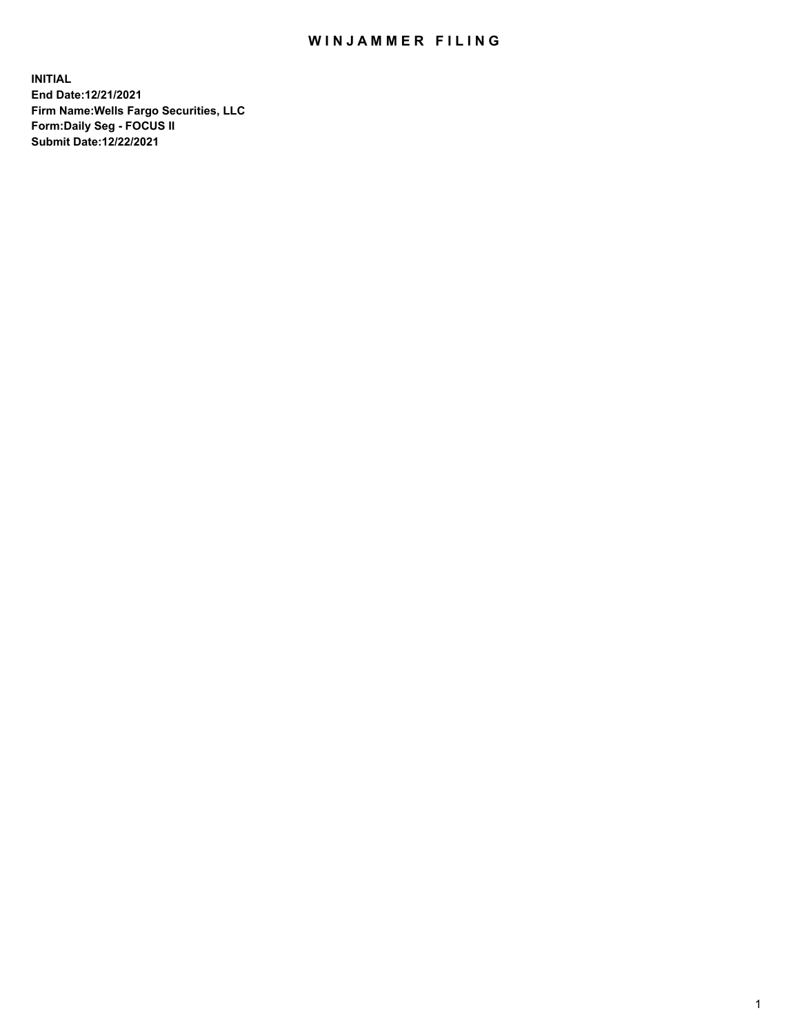# WINJAMMER FILING

**INITIAL**
**End Date:12/21/2021**
**Firm Name:Wells Fargo Securities, LLC**
**Form:Daily Seg - FOCUS II**
**Submit Date:12/22/2021**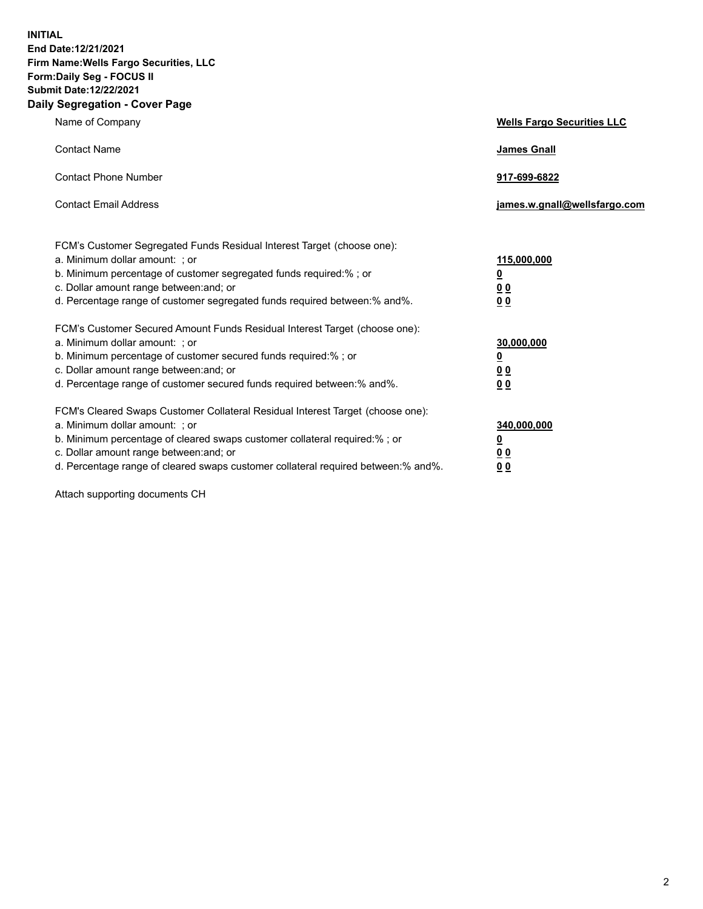**INITIAL**
**End Date:12/21/2021**
**Firm Name:Wells Fargo Securities, LLC**
**Form:Daily Seg - FOCUS II**
**Submit Date:12/22/2021**

## Daily Segregation - Cover Page

| | |
|---|---|
| Name of Company | **Wells Fargo Securities LLC** |
| Contact Name | **James Gnall** |
| Contact Phone Number | **917-699-6822** |
| Contact Email Address | **james.w.gnall@wellsfargo.com** |

| | |
|---|---|
| FCM's Customer Segregated Funds Residual Interest Target (choose one): | |
| a. Minimum dollar amount: ; or | **115,000,000** |
| b. Minimum percentage of customer segregated funds required:% ; or | **0** |
| c. Dollar amount range between:and; or | **0 0** |
| d. Percentage range of customer segregated funds required between:% and%. | **0 0** |

| | |
|---|---|
| FCM's Customer Secured Amount Funds Residual Interest Target (choose one): | |
| a. Minimum dollar amount: ; or | **30,000,000** |
| b. Minimum percentage of customer secured funds required:% ; or | **0** |
| c. Dollar amount range between:and; or | **0 0** |
| d. Percentage range of customer secured funds required between:% and%. | **0 0** |

| | |
|---|---|
| FCM's Cleared Swaps Customer Collateral Residual Interest Target (choose one): | |
| a. Minimum dollar amount: ; or | **340,000,000** |
| b. Minimum percentage of cleared swaps customer collateral required:% ; or | **0** |
| c. Dollar amount range between:and; or | **0 0** |
| d. Percentage range of cleared swaps customer collateral required between:% and%. | **0 0** |

Attach supporting documents CH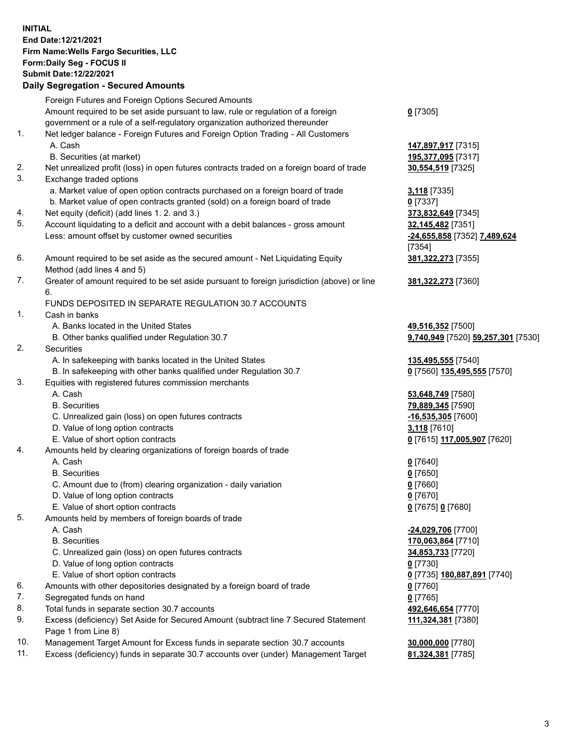**INITIAL**
**End Date:12/21/2021**
**Firm Name:Wells Fargo Securities, LLC**
**Form:Daily Seg - FOCUS II**
**Submit Date:12/22/2021**

## Daily Segregation - Secured Amounts

| | | |
|---|---|---|
| | Foreign Futures and Foreign Options Secured Amounts | |
| | Amount required to be set aside pursuant to law, rule or regulation of a foreign government or a rule of a self-regulatory organization authorized thereunder | **0** [7305] |
| 1. | Net ledger balance - Foreign Futures and Foreign Option Trading - All Customers | |
| | A. Cash | **147,897,917** [7315] |
| | B. Securities (at market) | **195,377,095** [7317] |
| 2. | Net unrealized profit (loss) in open futures contracts traded on a foreign board of trade | **30,554,519** [7325] |
| 3. | Exchange traded options | |
| | a. Market value of open option contracts purchased on a foreign board of trade | **3,118** [7335] |
| | b. Market value of open contracts granted (sold) on a foreign board of trade | **0** [7337] |
| 4. | Net equity (deficit) (add lines 1. 2. and 3.) | **373,832,649** [7345] |
| 5. | Account liquidating to a deficit and account with a debit balances - gross amount | **32,145,482** [7351] |
| | Less: amount offset by customer owned securities | **-24,655,858** [7352] **7,489,624** [7354] |
| 6. | Amount required to be set aside as the secured amount - Net Liquidating Equity Method (add lines 4 and 5) | **381,322,273** [7355] |
| 7. | Greater of amount required to be set aside pursuant to foreign jurisdiction (above) or line 6. | **381,322,273** [7360] |
| | FUNDS DEPOSITED IN SEPARATE REGULATION 30.7 ACCOUNTS | |
| 1. | Cash in banks | |
| | A. Banks located in the United States | **49,516,352** [7500] |
| | B. Other banks qualified under Regulation 30.7 | **9,740,949** [7520] **59,257,301** [7530] |
| 2. | Securities | |
| | A. In safekeeping with banks located in the United States | **135,495,555** [7540] |
| | B. In safekeeping with other banks qualified under Regulation 30.7 | **0** [7560] **135,495,555** [7570] |
| 3. | Equities with registered futures commission merchants | |
| | A. Cash | **53,648,749** [7580] |
| | B. Securities | **79,889,345** [7590] |
| | C. Unrealized gain (loss) on open futures contracts | **-16,535,305** [7600] |
| | D. Value of long option contracts | **3,118** [7610] |
| | E. Value of short option contracts | **0** [7615] **117,005,907** [7620] |
| 4. | Amounts held by clearing organizations of foreign boards of trade | |
| | A. Cash | **0** [7640] |
| | B. Securities | **0** [7650] |
| | C. Amount due to (from) clearing organization - daily variation | **0** [7660] |
| | D. Value of long option contracts | **0** [7670] |
| | E. Value of short option contracts | **0** [7675] **0** [7680] |
| 5. | Amounts held by members of foreign boards of trade | |
| | A. Cash | **-24,029,706** [7700] |
| | B. Securities | **170,063,864** [7710] |
| | C. Unrealized gain (loss) on open futures contracts | **34,853,733** [7720] |
| | D. Value of long option contracts | **0** [7730] |
| | E. Value of short option contracts | **0** [7735] **180,887,891** [7740] |
| 6. | Amounts with other depositories designated by a foreign board of trade | **0** [7760] |
| 7. | Segregated funds on hand | **0** [7765] |
| 8. | Total funds in separate section 30.7 accounts | **492,646,654** [7770] |
| 9. | Excess (deficiency) Set Aside for Secured Amount (subtract line 7 Secured Statement Page 1 from Line 8) | **111,324,381** [7380] |
| 10. | Management Target Amount for Excess funds in separate section 30.7 accounts | **30,000,000** [7780] |
| 11. | Excess (deficiency) funds in separate 30.7 accounts over (under) Management Target | **81,324,381** [7785] |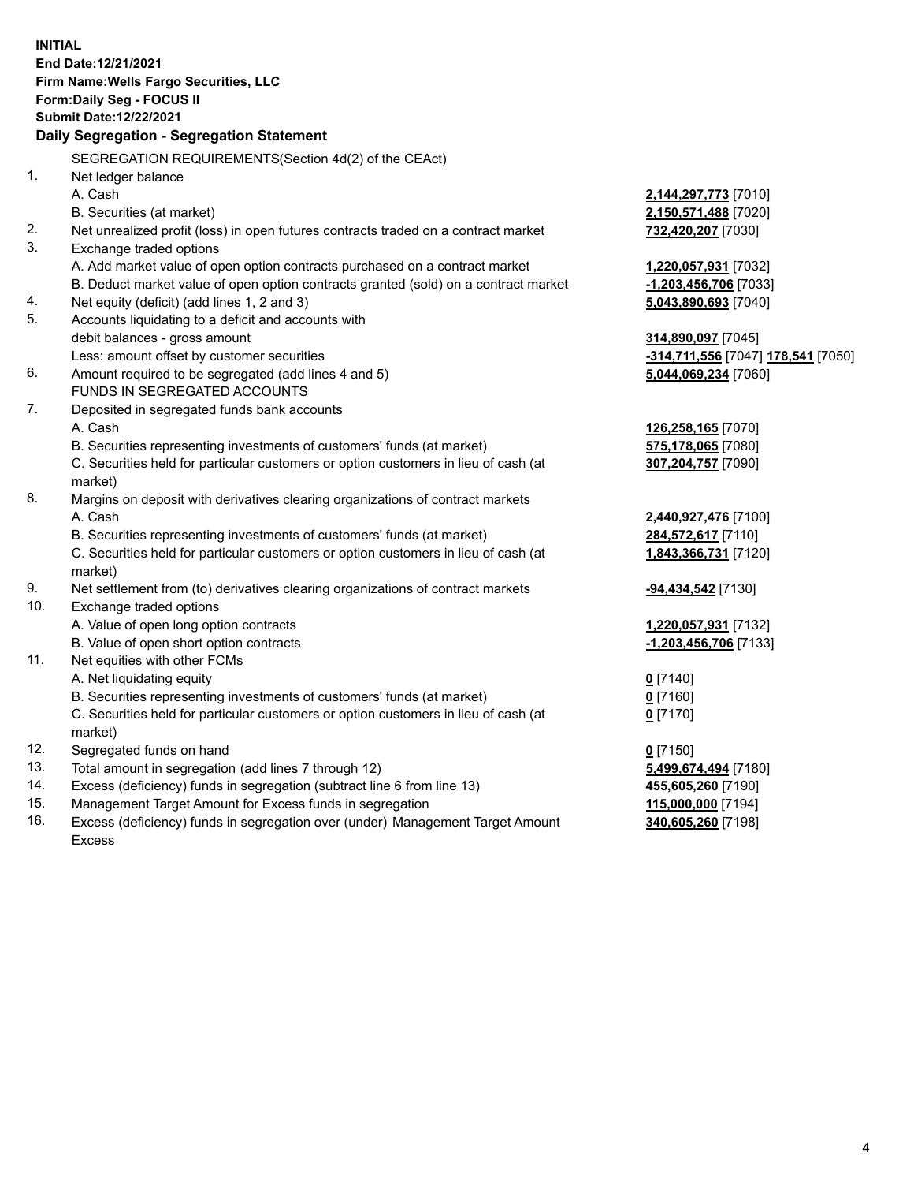**INITIAL**
**End Date:12/21/2021**
**Firm Name:Wells Fargo Securities, LLC**
**Form:Daily Seg - FOCUS II**
**Submit Date:12/22/2021**

## Daily Segregation - Segregation Statement

SEGREGATION REQUIREMENTS(Section 4d(2) of the CEAct)

| | | |
|---|---|---|
| 1. | Net ledger balance | |
| | A. Cash | **2,144,297,773** [7010] |
| | B. Securities (at market) | **2,150,571,488** [7020] |
| 2. | Net unrealized profit (loss) in open futures contracts traded on a contract market | **732,420,207** [7030] |
| 3. | Exchange traded options | |
| | A. Add market value of open option contracts purchased on a contract market | **1,220,057,931** [7032] |
| | B. Deduct market value of open option contracts granted (sold) on a contract market | **-1,203,456,706** [7033] |
| 4. | Net equity (deficit) (add lines 1, 2 and 3) | **5,043,890,693** [7040] |
| 5. | Accounts liquidating to a deficit and accounts with debit balances - gross amount | **314,890,097** [7045] |
| | Less: amount offset by customer securities | **-314,711,556** [7047] **178,541** [7050] |
| 6. | Amount required to be segregated (add lines 4 and 5) | **5,044,069,234** [7060] |
| | FUNDS IN SEGREGATED ACCOUNTS | |
| 7. | Deposited in segregated funds bank accounts | |
| | A. Cash | **126,258,165** [7070] |
| | B. Securities representing investments of customers' funds (at market) | **575,178,065** [7080] |
| | C. Securities held for particular customers or option customers in lieu of cash (at market) | **307,204,757** [7090] |
| 8. | Margins on deposit with derivatives clearing organizations of contract markets | |
| | A. Cash | **2,440,927,476** [7100] |
| | B. Securities representing investments of customers' funds (at market) | **284,572,617** [7110] |
| | C. Securities held for particular customers or option customers in lieu of cash (at market) | **1,843,366,731** [7120] |
| 9. | Net settlement from (to) derivatives clearing organizations of contract markets | **-94,434,542** [7130] |
| 10. | Exchange traded options | |
| | A. Value of open long option contracts | **1,220,057,931** [7132] |
| | B. Value of open short option contracts | **-1,203,456,706** [7133] |
| 11. | Net equities with other FCMs | |
| | A. Net liquidating equity | **0** [7140] |
| | B. Securities representing investments of customers' funds (at market) | **0** [7160] |
| | C. Securities held for particular customers or option customers in lieu of cash (at market) | **0** [7170] |
| 12. | Segregated funds on hand | **0** [7150] |
| 13. | Total amount in segregation (add lines 7 through 12) | **5,499,674,494** [7180] |
| 14. | Excess (deficiency) funds in segregation (subtract line 6 from line 13) | **455,605,260** [7190] |
| 15. | Management Target Amount for Excess funds in segregation | **115,000,000** [7194] |
| 16. | Excess (deficiency) funds in segregation over (under) Management Target Amount Excess | **340,605,260** [7198] |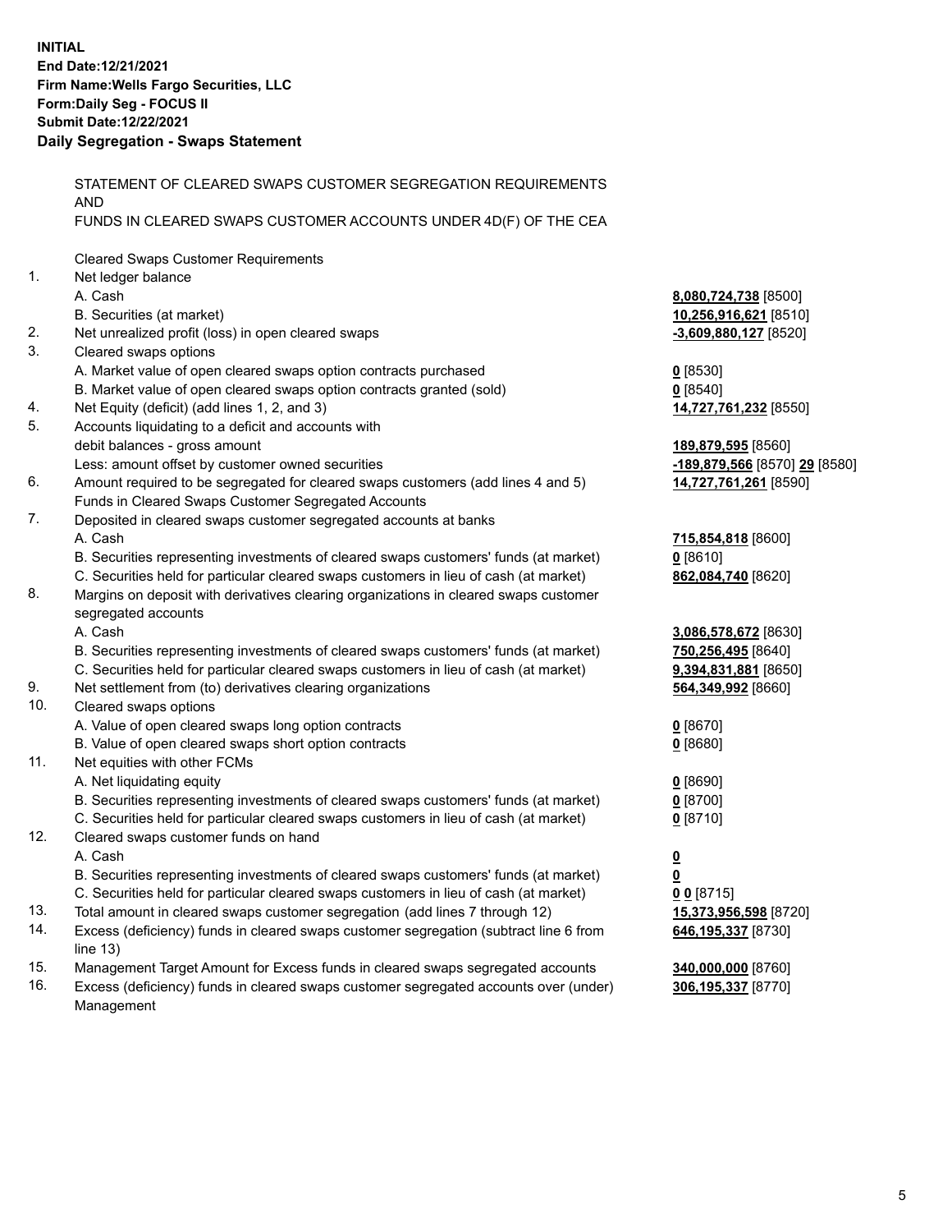**INITIAL**
**End Date:12/21/2021**
**Firm Name:Wells Fargo Securities, LLC**
**Form:Daily Seg - FOCUS II**
**Submit Date:12/22/2021**
**Daily Segregation - Swaps Statement**

STATEMENT OF CLEARED SWAPS CUSTOMER SEGREGATION REQUIREMENTS AND FUNDS IN CLEARED SWAPS CUSTOMER ACCOUNTS UNDER 4D(F) OF THE CEA

| | | |
|---|---|---|
| | Cleared Swaps Customer Requirements | |
| 1. | Net ledger balance | |
| | A. Cash | **8,080,724,738** [8500] |
| | B. Securities (at market) | **10,256,916,621** [8510] |
| 2. | Net unrealized profit (loss) in open cleared swaps | **-3,609,880,127** [8520] |
| 3. | Cleared swaps options | |
| | A. Market value of open cleared swaps option contracts purchased | **0** [8530] |
| | B. Market value of open cleared swaps option contracts granted (sold) | **0** [8540] |
| 4. | Net Equity (deficit) (add lines 1, 2, and 3) | **14,727,761,232** [8550] |
| 5. | Accounts liquidating to a deficit and accounts with debit balances - gross amount | **189,879,595** [8560] |
| | Less: amount offset by customer owned securities | **-189,879,566** [8570] **29** [8580] |
| 6. | Amount required to be segregated for cleared swaps customers (add lines 4 and 5) | **14,727,761,261** [8590] |
| | Funds in Cleared Swaps Customer Segregated Accounts | |
| 7. | Deposited in cleared swaps customer segregated accounts at banks | |
| | A. Cash | **715,854,818** [8600] |
| | B. Securities representing investments of cleared swaps customers' funds (at market) | **0** [8610] |
| | C. Securities held for particular cleared swaps customers in lieu of cash (at market) | **862,084,740** [8620] |
| 8. | Margins on deposit with derivatives clearing organizations in cleared swaps customer segregated accounts | |
| | A. Cash | **3,086,578,672** [8630] |
| | B. Securities representing investments of cleared swaps customers' funds (at market) | **750,256,495** [8640] |
| | C. Securities held for particular cleared swaps customers in lieu of cash (at market) | **9,394,831,881** [8650] |
| 9. | Net settlement from (to) derivatives clearing organizations | **564,349,992** [8660] |
| 10. | Cleared swaps options | |
| | A. Value of open cleared swaps long option contracts | **0** [8670] |
| | B. Value of open cleared swaps short option contracts | **0** [8680] |
| 11. | Net equities with other FCMs | |
| | A. Net liquidating equity | **0** [8690] |
| | B. Securities representing investments of cleared swaps customers' funds (at market) | **0** [8700] |
| | C. Securities held for particular cleared swaps customers in lieu of cash (at market) | **0** [8710] |
| 12. | Cleared swaps customer funds on hand | |
| | A. Cash | **0** |
| | B. Securities representing investments of cleared swaps customers' funds (at market) | **0** |
| | C. Securities held for particular cleared swaps customers in lieu of cash (at market) | **0** **0** [8715] |
| 13. | Total amount in cleared swaps customer segregation (add lines 7 through 12) | **15,373,956,598** [8720] |
| 14. | Excess (deficiency) funds in cleared swaps customer segregation (subtract line 6 from line 13) | **646,195,337** [8730] |
| 15. | Management Target Amount for Excess funds in cleared swaps segregated accounts | **340,000,000** [8760] |
| 16. | Excess (deficiency) funds in cleared swaps customer segregated accounts over (under) Management | **306,195,337** [8770] |